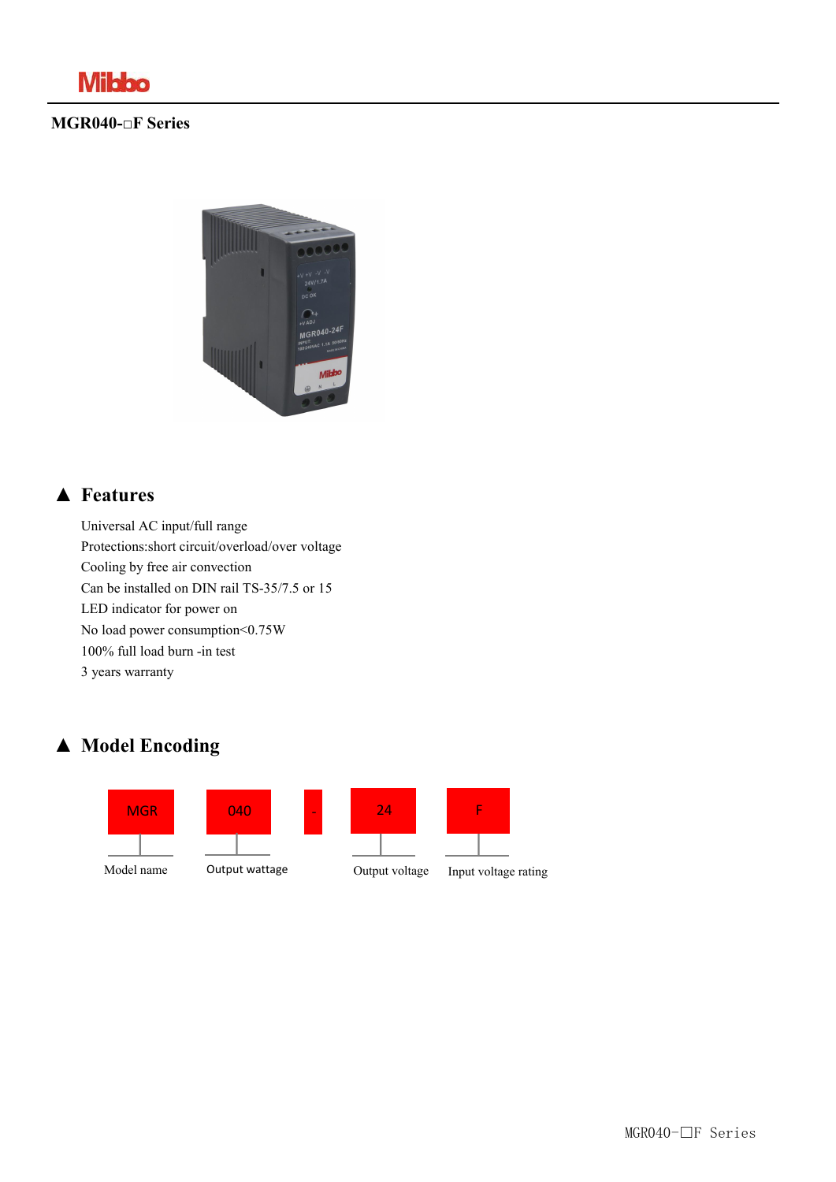# MGR040-□F Series

## ▲ Features

Universal AC input/full range
Protections:short circuit/overload/over voltage
Cooling by free air convection
Can be installed on DIN rail TS-35/7.5 or 15
LED indicator for power on
No load power consumption<0.75W
100% full load burn -in test
3 years warranty

## ▲ Model Encoding

| MGR | 040 | - | 24 | F |
|---|---|---|---|---|
| Model name | Output wattage | | Output voltage | Input voltage rating |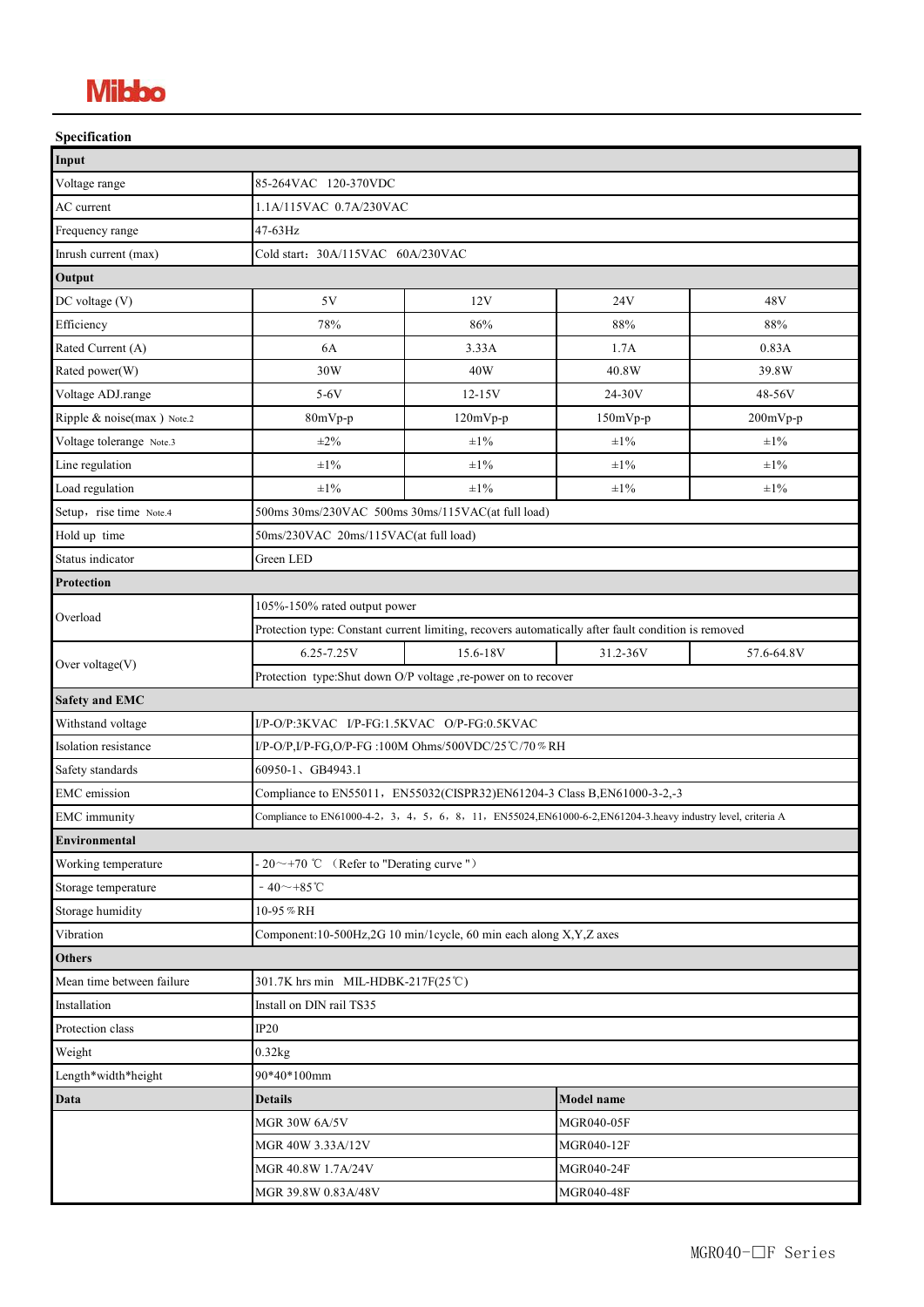**Mibbo**

## Specification

| Input | | | | |
|---|---|---|---|---|
| Voltage range | 85-264VAC 120-370VDC | | | |
| AC current | 1.1A/115VAC 0.7A/230VAC | | | |
| Frequency range | 47-63Hz | | | |
| Inrush current (max) | Cold start：30A/115VAC 60A/230VAC | | | |
| **Output** | | | | |
| DC voltage (V) | 5V | 12V | 24V | 48V |
| Efficiency | 78% | 86% | 88% | 88% |
| Rated Current (A) | 6A | 3.33A | 1.7A | 0.83A |
| Rated power(W) | 30W | 40W | 40.8W | 39.8W |
| Voltage ADJ.range | 5-6V | 12-15V | 24-30V | 48-56V |
| Ripple & noise(max ) Note.2 | 80mVp-p | 120mVp-p | 150mVp-p | 200mVp-p |
| Voltage tolerange Note.3 | ±2% | ±1% | ±1% | ±1% |
| Line regulation | ±1% | ±1% | ±1% | ±1% |
| Load regulation | ±1% | ±1% | ±1% | ±1% |
| Setup，rise time Note.4 | 500ms 30ms/230VAC 500ms 30ms/115VAC(at full load) | | | |
| Hold up time | 50ms/230VAC 20ms/115VAC(at full load) | | | |
| Status indicator | Green LED | | | |
| **Protection** | | | | |
| Overload | 105%-150% rated output power | | | |
| | Protection type: Constant current limiting, recovers automatically after fault condition is removed | | | |
| Over voltage(V) | 6.25-7.25V | 15.6-18V | 31.2-36V | 57.6-64.8V |
| | Protection type:Shut down O/P voltage ,re-power on to recover | | | |
| **Safety and EMC** | | | | |
| Withstand voltage | I/P-O/P:3KVAC I/P-FG:1.5KVAC O/P-FG:0.5KVAC | | | |
| Isolation resistance | I/P-O/P,I/P-FG,O/P-FG :100M Ohms/500VDC/25℃/70％RH | | | |
| Safety standards | 60950-1、GB4943.1 | | | |
| EMC emission | Compliance to EN55011，EN55032(CISPR32)EN61204-3 Class B,EN61000-3-2,-3 | | | |
| EMC immunity | Compliance to EN61000-4-2，3，4，5，6，8，11，EN55024,EN61000-6-2,EN61204-3.heavy industry level, criteria A | | | |
| **Environmental** | | | | |
| Working temperature | - 20～+70 ℃ （Refer to "Derating curve "） | | | |
| Storage temperature | －40～+85℃ | | | |
| Storage humidity | 10-95％RH | | | |
| Vibration | Component:10-500Hz,2G 10 min/1cycle, 60 min each along X,Y,Z axes | | | |
| **Others** | | | | |
| Mean time between failure | 301.7K hrs min MIL-HDBK-217F(25℃) | | | |
| Installation | Install on DIN rail TS35 | | | |
| Protection class | IP20 | | | |
| Weight | 0.32kg | | | |
| Length*width*height | 90*40*100mm | | | |
| **Data** | **Details** | | **Model name** | |
| | MGR 30W 6A/5V | | MGR040-05F | |
| | MGR 40W 3.33A/12V | | MGR040-12F | |
| | MGR 40.8W 1.7A/24V | | MGR040-24F | |
| | MGR 39.8W 0.83A/48V | | MGR040-48F | |

MGR040-□F Series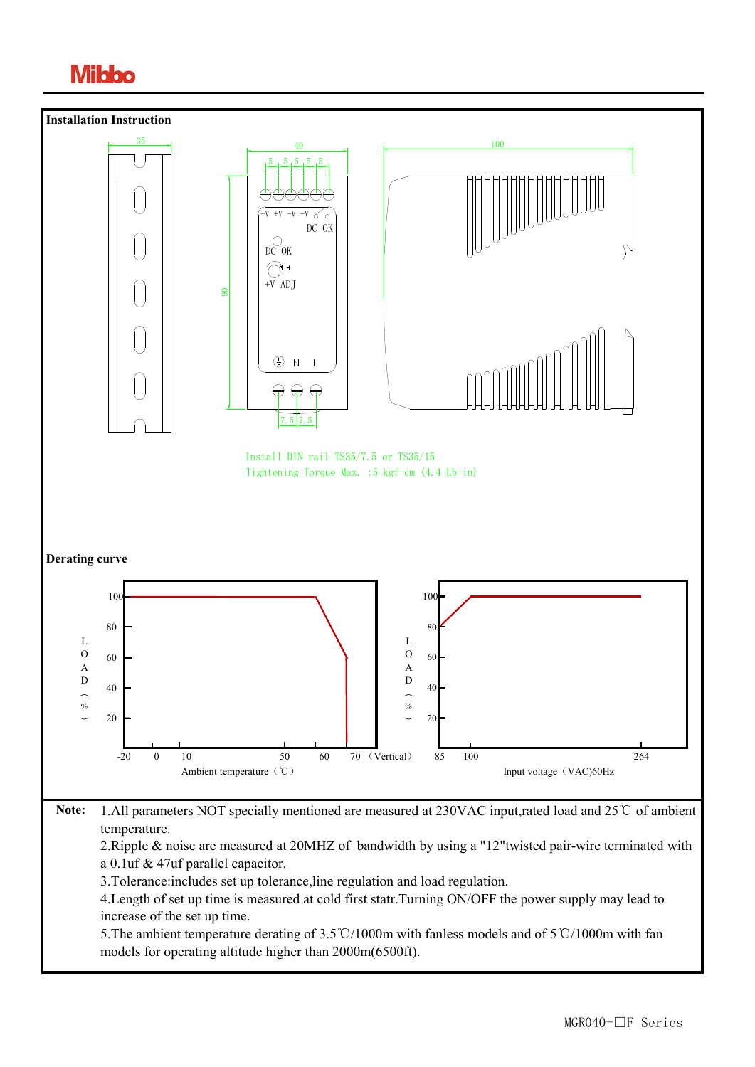## Installation Instruction

35

40

5 5 5 5 5

100

90

+V +V -V -V

DC OK

DC OK

+V ADJ

N L

7.5 7.5

Install DIN rail TS35/7.5 or TS35/15

Tightening Torque Max. :5 kgf-cm (4.4 Lb-in)

## Derating curve

LOAD（%）

100
80
60
40
20

-20 0 10 50 60 70 （Vertical）

Ambient temperature（℃）

LOAD（%）

100
80
60
40
20

85 100 264

Input voltage（VAC)60Hz

**Note:**

1.All parameters NOT specially mentioned are measured at 230VAC input,rated load and 25℃ of ambient temperature.

2.Ripple & noise are measured at 20MHZ of bandwidth by using a "12"twisted pair-wire terminated with a 0.1uf & 47uf parallel capacitor.

3.Tolerance:includes set up tolerance,line regulation and load regulation.

4.Length of set up time is measured at cold first statr.Turning ON/OFF the power supply may lead to increase of the set up time.

5.The ambient temperature derating of 3.5℃/1000m with fanless models and of 5℃/1000m with fan models for operating altitude higher than 2000m(6500ft).